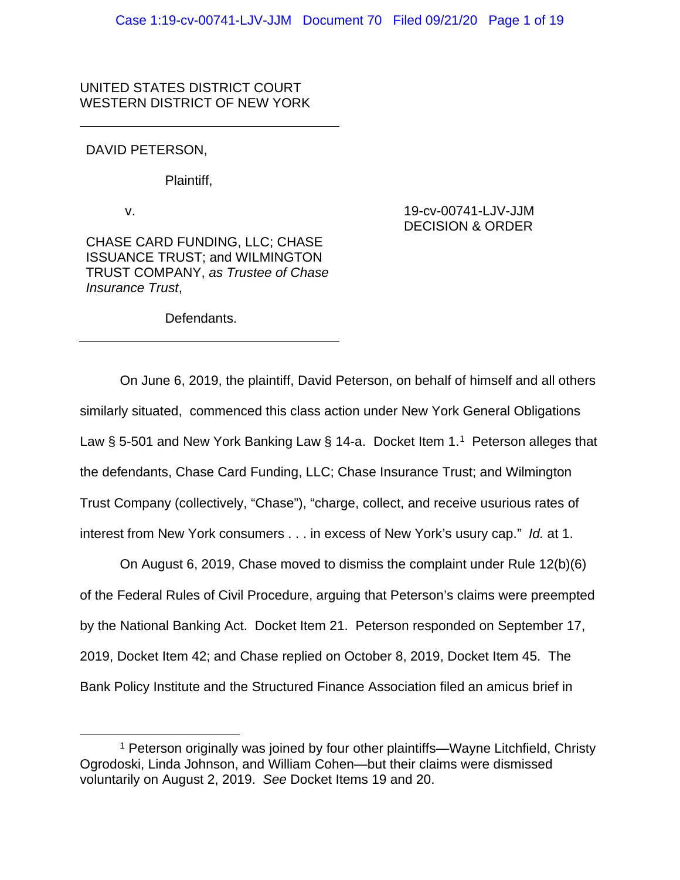UNITED STATES DISTRICT COURT
WESTERN DISTRICT OF NEW YORK

---

DAVID PETERSON,

Plaintiff,

v.

CHASE CARD FUNDING, LLC; CHASE ISSUANCE TRUST; and WILMINGTON TRUST COMPANY, *as Trustee of Chase Insurance Trust*,

Defendants.

---

19-cv-00741-LJV-JJM
DECISION & ORDER

On June 6, 2019, the plaintiff, David Peterson, on behalf of himself and all others similarly situated, commenced this class action under New York General Obligations Law § 5-501 and New York Banking Law § 14-a. Docket Item 1.[1] Peterson alleges that the defendants, Chase Card Funding, LLC; Chase Insurance Trust; and Wilmington Trust Company (collectively, "Chase"), "charge, collect, and receive usurious rates of interest from New York consumers . . . in excess of New York's usury cap." *Id.* at 1.

On August 6, 2019, Chase moved to dismiss the complaint under Rule 12(b)(6) of the Federal Rules of Civil Procedure, arguing that Peterson's claims were preempted by the National Banking Act. Docket Item 21. Peterson responded on September 17, 2019, Docket Item 42; and Chase replied on October 8, 2019, Docket Item 45. The Bank Policy Institute and the Structured Finance Association filed an amicus brief in

---

[1] Peterson originally was joined by four other plaintiffs—Wayne Litchfield, Christy Ogrodoski, Linda Johnson, and William Cohen—but their claims were dismissed voluntarily on August 2, 2019. *See* Docket Items 19 and 20.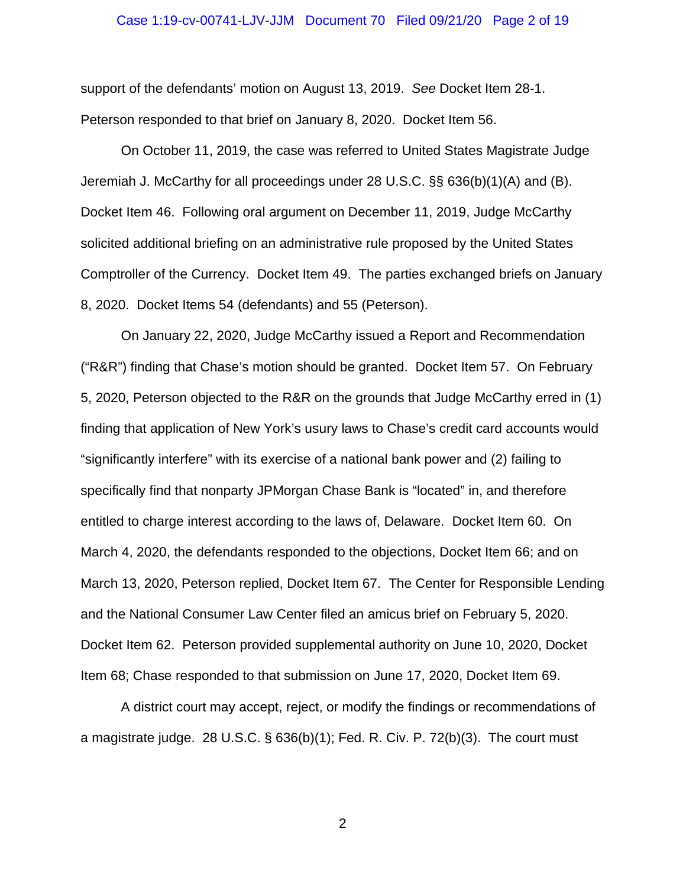support of the defendants' motion on August 13, 2019. *See* Docket Item 28-1. Peterson responded to that brief on January 8, 2020. Docket Item 56.

On October 11, 2019, the case was referred to United States Magistrate Judge Jeremiah J. McCarthy for all proceedings under 28 U.S.C. §§ 636(b)(1)(A) and (B). Docket Item 46. Following oral argument on December 11, 2019, Judge McCarthy solicited additional briefing on an administrative rule proposed by the United States Comptroller of the Currency. Docket Item 49. The parties exchanged briefs on January 8, 2020. Docket Items 54 (defendants) and 55 (Peterson).

On January 22, 2020, Judge McCarthy issued a Report and Recommendation ("R&R") finding that Chase's motion should be granted. Docket Item 57. On February 5, 2020, Peterson objected to the R&R on the grounds that Judge McCarthy erred in (1) finding that application of New York's usury laws to Chase's credit card accounts would "significantly interfere" with its exercise of a national bank power and (2) failing to specifically find that nonparty JPMorgan Chase Bank is "located" in, and therefore entitled to charge interest according to the laws of, Delaware. Docket Item 60. On March 4, 2020, the defendants responded to the objections, Docket Item 66; and on March 13, 2020, Peterson replied, Docket Item 67. The Center for Responsible Lending and the National Consumer Law Center filed an amicus brief on February 5, 2020. Docket Item 62. Peterson provided supplemental authority on June 10, 2020, Docket Item 68; Chase responded to that submission on June 17, 2020, Docket Item 69.

A district court may accept, reject, or modify the findings or recommendations of a magistrate judge. 28 U.S.C. § 636(b)(1); Fed. R. Civ. P. 72(b)(3). The court must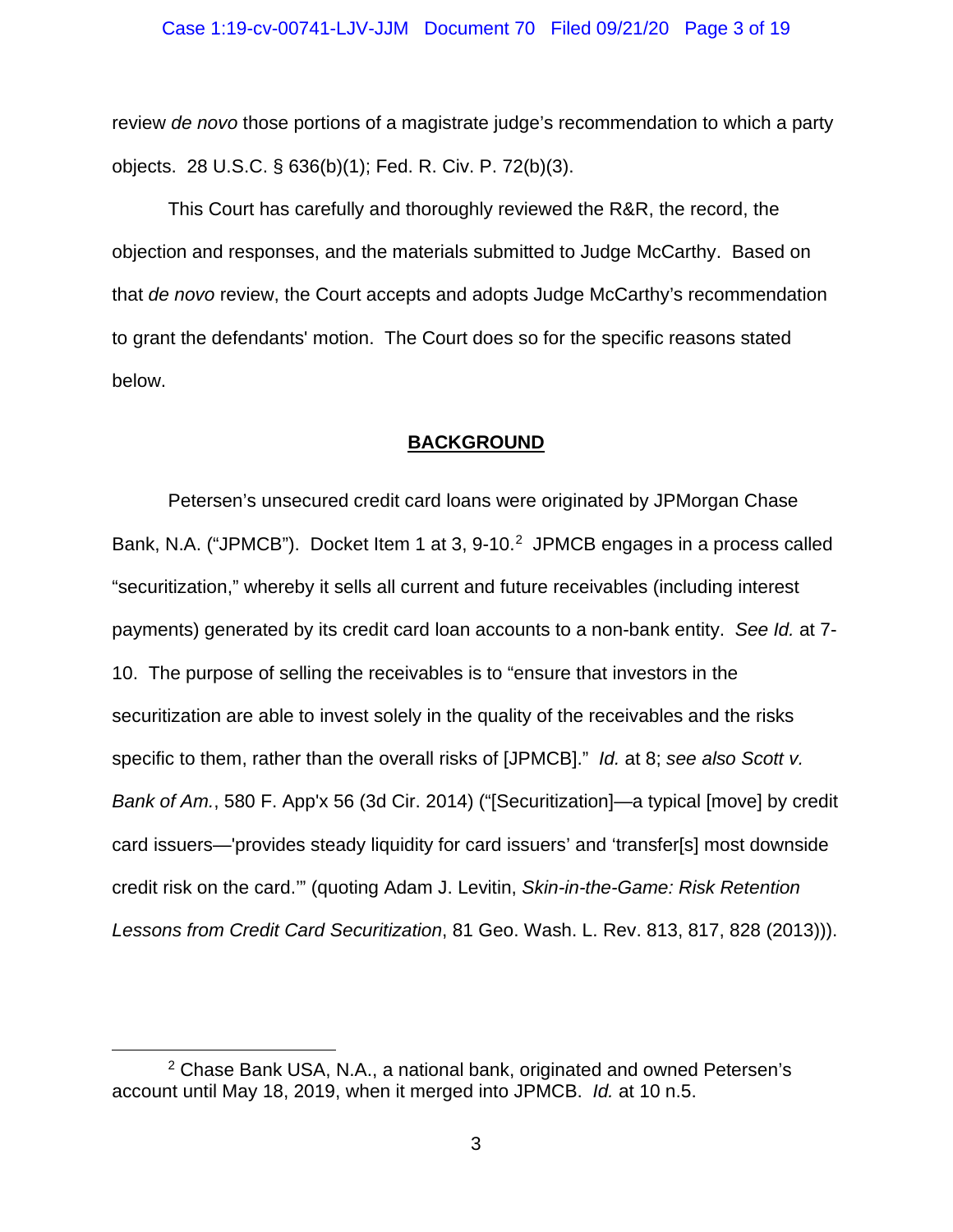review *de novo* those portions of a magistrate judge's recommendation to which a party objects. 28 U.S.C. § 636(b)(1); Fed. R. Civ. P. 72(b)(3).

This Court has carefully and thoroughly reviewed the R&R, the record, the objection and responses, and the materials submitted to Judge McCarthy. Based on that *de novo* review, the Court accepts and adopts Judge McCarthy's recommendation to grant the defendants' motion. The Court does so for the specific reasons stated below.

**BACKGROUND**

Petersen's unsecured credit card loans were originated by JPMorgan Chase Bank, N.A. ("JPMCB"). Docket Item 1 at 3, 9-10.[2] JPMCB engages in a process called "securitization," whereby it sells all current and future receivables (including interest payments) generated by its credit card loan accounts to a non-bank entity. *See Id.* at 7-10. The purpose of selling the receivables is to "ensure that investors in the securitization are able to invest solely in the quality of the receivables and the risks specific to them, rather than the overall risks of [JPMCB]." *Id.* at 8; *see also Scott v. Bank of Am.*, 580 F. App'x 56 (3d Cir. 2014) ("[Securitization]—a typical [move] by credit card issuers—'provides steady liquidity for card issuers' and 'transfer[s] most downside credit risk on the card.'" (quoting Adam J. Levitin, *Skin-in-the-Game: Risk Retention Lessons from Credit Card Securitization*, 81 Geo. Wash. L. Rev. 813, 817, 828 (2013))).

---

[2] Chase Bank USA, N.A., a national bank, originated and owned Petersen's account until May 18, 2019, when it merged into JPMCB. *Id.* at 10 n.5.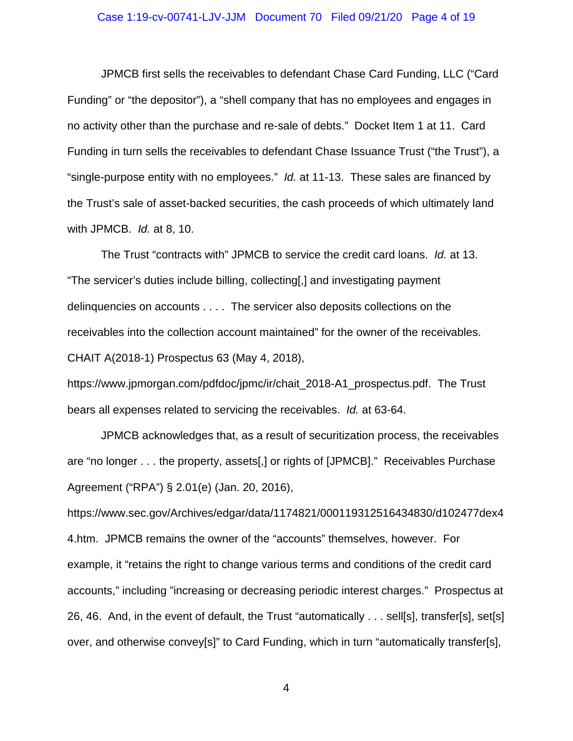JPMCB first sells the receivables to defendant Chase Card Funding, LLC ("Card Funding" or "the depositor"), a "shell company that has no employees and engages in no activity other than the purchase and re-sale of debts." Docket Item 1 at 11. Card Funding in turn sells the receivables to defendant Chase Issuance Trust ("the Trust"), a "single-purpose entity with no employees." *Id.* at 11-13. These sales are financed by the Trust's sale of asset-backed securities, the cash proceeds of which ultimately land with JPMCB. *Id.* at 8, 10.

The Trust "contracts with" JPMCB to service the credit card loans. *Id.* at 13. "The servicer's duties include billing, collecting[,] and investigating payment delinquencies on accounts . . . . The servicer also deposits collections on the receivables into the collection account maintained" for the owner of the receivables. CHAIT A(2018-1) Prospectus 63 (May 4, 2018), https://www.jpmorgan.com/pdfdoc/jpmc/ir/chait_2018-A1_prospectus.pdf. The Trust bears all expenses related to servicing the receivables. *Id.* at 63-64.

JPMCB acknowledges that, as a result of securitization process, the receivables are "no longer . . . the property, assets[,] or rights of [JPMCB]." Receivables Purchase Agreement ("RPA") § 2.01(e) (Jan. 20, 2016), https://www.sec.gov/Archives/edgar/data/1174821/000119312516434830/d102477dex44.htm. JPMCB remains the owner of the "accounts" themselves, however. For example, it "retains the right to change various terms and conditions of the credit card accounts," including "increasing or decreasing periodic interest charges." Prospectus at 26, 46. And, in the event of default, the Trust "automatically . . . sell[s], transfer[s], set[s] over, and otherwise convey[s]" to Card Funding, which in turn "automatically transfer[s],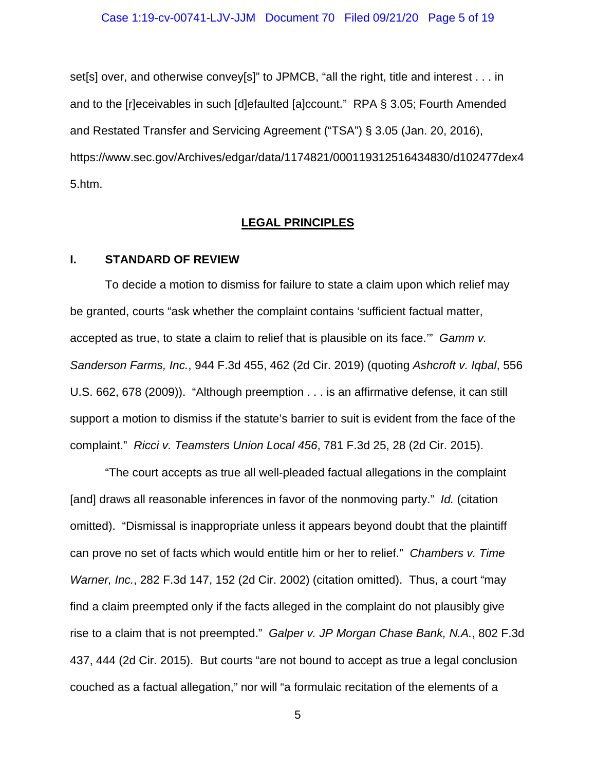set[s] over, and otherwise convey[s]" to JPMCB, "all the right, title and interest . . . in and to the [r]eceivables in such [d]efaulted [a]ccount." RPA § 3.05; Fourth Amended and Restated Transfer and Servicing Agreement ("TSA") § 3.05 (Jan. 20, 2016), https://www.sec.gov/Archives/edgar/data/1174821/000119312516434830/d102477dex45.htm.

## LEGAL PRINCIPLES

### I. STANDARD OF REVIEW

To decide a motion to dismiss for failure to state a claim upon which relief may be granted, courts "ask whether the complaint contains 'sufficient factual matter, accepted as true, to state a claim to relief that is plausible on its face.'" *Gamm v. Sanderson Farms, Inc.*, 944 F.3d 455, 462 (2d Cir. 2019) (quoting *Ashcroft v. Iqbal*, 556 U.S. 662, 678 (2009)). "Although preemption . . . is an affirmative defense, it can still support a motion to dismiss if the statute's barrier to suit is evident from the face of the complaint." *Ricci v. Teamsters Union Local 456*, 781 F.3d 25, 28 (2d Cir. 2015).

"The court accepts as true all well-pleaded factual allegations in the complaint [and] draws all reasonable inferences in favor of the nonmoving party." *Id.* (citation omitted). "Dismissal is inappropriate unless it appears beyond doubt that the plaintiff can prove no set of facts which would entitle him or her to relief." *Chambers v. Time Warner, Inc.*, 282 F.3d 147, 152 (2d Cir. 2002) (citation omitted). Thus, a court "may find a claim preempted only if the facts alleged in the complaint do not plausibly give rise to a claim that is not preempted." *Galper v. JP Morgan Chase Bank, N.A.*, 802 F.3d 437, 444 (2d Cir. 2015). But courts "are not bound to accept as true a legal conclusion couched as a factual allegation," nor will "a formulaic recitation of the elements of a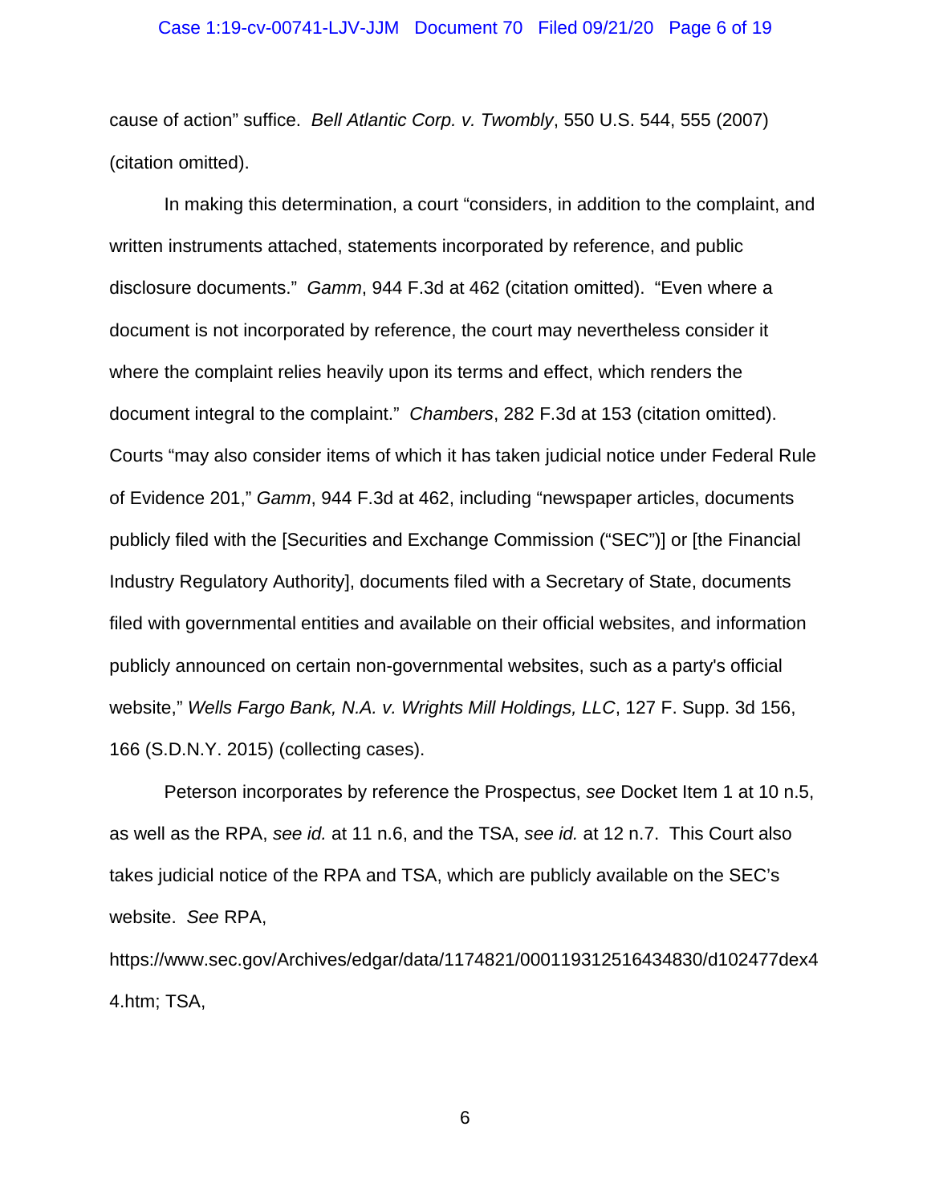cause of action" suffice. *Bell Atlantic Corp. v. Twombly*, 550 U.S. 544, 555 (2007) (citation omitted).

In making this determination, a court "considers, in addition to the complaint, and written instruments attached, statements incorporated by reference, and public disclosure documents." *Gamm*, 944 F.3d at 462 (citation omitted). "Even where a document is not incorporated by reference, the court may nevertheless consider it where the complaint relies heavily upon its terms and effect, which renders the document integral to the complaint." *Chambers*, 282 F.3d at 153 (citation omitted). Courts "may also consider items of which it has taken judicial notice under Federal Rule of Evidence 201," *Gamm*, 944 F.3d at 462, including "newspaper articles, documents publicly filed with the [Securities and Exchange Commission ("SEC")] or [the Financial Industry Regulatory Authority], documents filed with a Secretary of State, documents filed with governmental entities and available on their official websites, and information publicly announced on certain non-governmental websites, such as a party's official website," *Wells Fargo Bank, N.A. v. Wrights Mill Holdings, LLC*, 127 F. Supp. 3d 156, 166 (S.D.N.Y. 2015) (collecting cases).

Peterson incorporates by reference the Prospectus, *see* Docket Item 1 at 10 n.5, as well as the RPA, *see id.* at 11 n.6, and the TSA, *see id.* at 12 n.7. This Court also takes judicial notice of the RPA and TSA, which are publicly available on the SEC's website. *See* RPA, https://www.sec.gov/Archives/edgar/data/1174821/000119312516434830/d102477dex44.htm; TSA,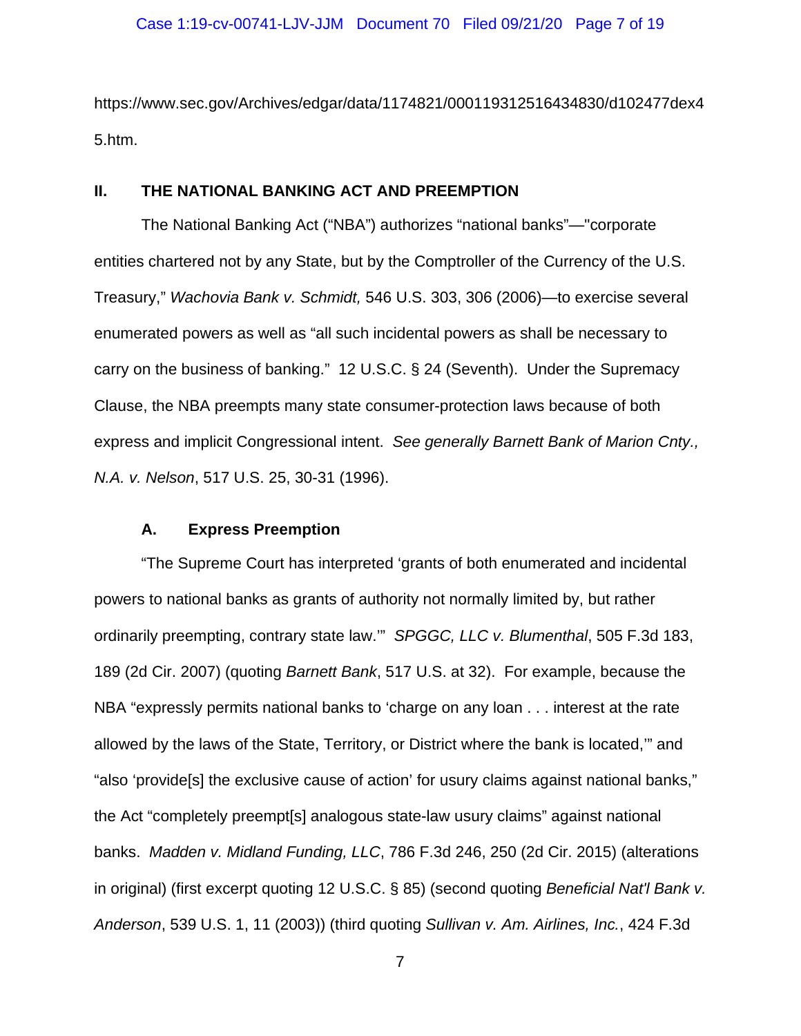https://www.sec.gov/Archives/edgar/data/1174821/000119312516434830/d102477dex45.htm.

## II. THE NATIONAL BANKING ACT AND PREEMPTION

The National Banking Act ("NBA") authorizes "national banks"—"corporate entities chartered not by any State, but by the Comptroller of the Currency of the U.S. Treasury," *Wachovia Bank v. Schmidt,* 546 U.S. 303, 306 (2006)—to exercise several enumerated powers as well as "all such incidental powers as shall be necessary to carry on the business of banking." 12 U.S.C. § 24 (Seventh). Under the Supremacy Clause, the NBA preempts many state consumer-protection laws because of both express and implicit Congressional intent. *See generally Barnett Bank of Marion Cnty., N.A. v. Nelson*, 517 U.S. 25, 30-31 (1996).

### A. Express Preemption

"The Supreme Court has interpreted 'grants of both enumerated and incidental powers to national banks as grants of authority not normally limited by, but rather ordinarily preempting, contrary state law.'" *SPGGC, LLC v. Blumenthal*, 505 F.3d 183, 189 (2d Cir. 2007) (quoting *Barnett Bank*, 517 U.S. at 32). For example, because the NBA "expressly permits national banks to 'charge on any loan . . . interest at the rate allowed by the laws of the State, Territory, or District where the bank is located,'" and "also 'provide[s] the exclusive cause of action' for usury claims against national banks," the Act "completely preempt[s] analogous state-law usury claims" against national banks. *Madden v. Midland Funding, LLC*, 786 F.3d 246, 250 (2d Cir. 2015) (alterations in original) (first excerpt quoting 12 U.S.C. § 85) (second quoting *Beneficial Nat'l Bank v. Anderson*, 539 U.S. 1, 11 (2003)) (third quoting *Sullivan v. Am. Airlines, Inc.*, 424 F.3d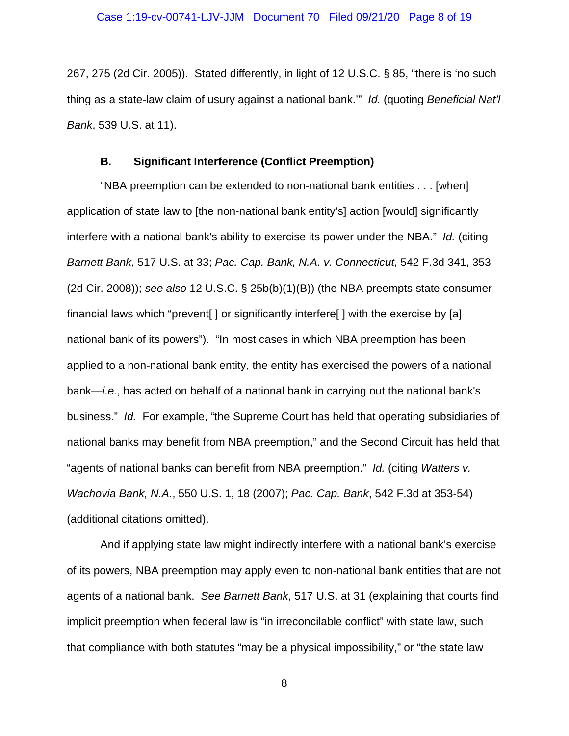267, 275 (2d Cir. 2005)). Stated differently, in light of 12 U.S.C. § 85, "there is 'no such thing as a state-law claim of usury against a national bank.'" *Id.* (quoting *Beneficial Nat'l Bank*, 539 U.S. at 11).

### B. Significant Interference (Conflict Preemption)

"NBA preemption can be extended to non-national bank entities . . . [when] application of state law to [the non-national bank entity's] action [would] significantly interfere with a national bank's ability to exercise its power under the NBA." *Id.* (citing *Barnett Bank*, 517 U.S. at 33; *Pac. Cap. Bank, N.A. v. Connecticut*, 542 F.3d 341, 353 (2d Cir. 2008)); *see also* 12 U.S.C. § 25b(b)(1)(B)) (the NBA preempts state consumer financial laws which "prevent[ ] or significantly interfere[ ] with the exercise by [a] national bank of its powers"). "In most cases in which NBA preemption has been applied to a non-national bank entity, the entity has exercised the powers of a national bank—*i.e.*, has acted on behalf of a national bank in carrying out the national bank's business." *Id.* For example, "the Supreme Court has held that operating subsidiaries of national banks may benefit from NBA preemption," and the Second Circuit has held that "agents of national banks can benefit from NBA preemption." *Id.* (citing *Watters v. Wachovia Bank, N.A.*, 550 U.S. 1, 18 (2007); *Pac. Cap. Bank*, 542 F.3d at 353-54) (additional citations omitted).

And if applying state law might indirectly interfere with a national bank's exercise of its powers, NBA preemption may apply even to non-national bank entities that are not agents of a national bank. *See Barnett Bank*, 517 U.S. at 31 (explaining that courts find implicit preemption when federal law is "in irreconcilable conflict" with state law, such that compliance with both statutes "may be a physical impossibility," or "the state law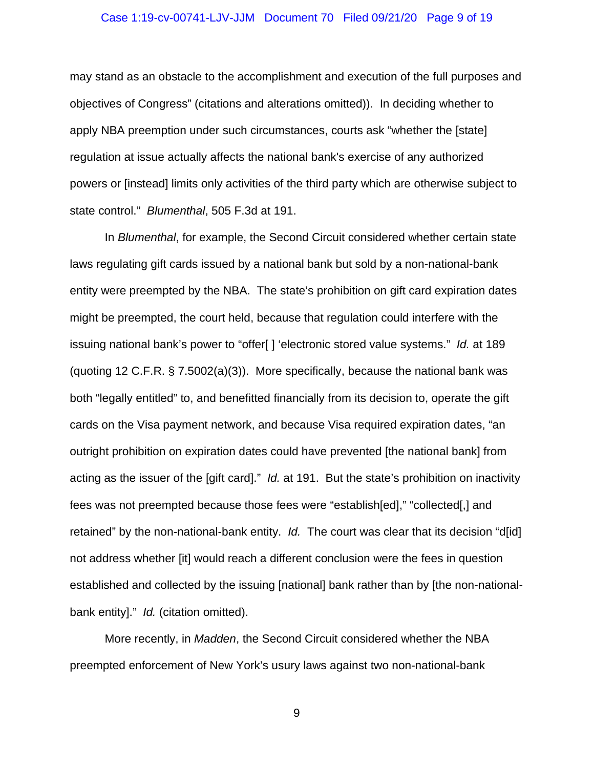may stand as an obstacle to the accomplishment and execution of the full purposes and objectives of Congress" (citations and alterations omitted)). In deciding whether to apply NBA preemption under such circumstances, courts ask "whether the [state] regulation at issue actually affects the national bank's exercise of any authorized powers or [instead] limits only activities of the third party which are otherwise subject to state control." *Blumenthal*, 505 F.3d at 191.

In *Blumenthal*, for example, the Second Circuit considered whether certain state laws regulating gift cards issued by a national bank but sold by a non-national-bank entity were preempted by the NBA. The state's prohibition on gift card expiration dates might be preempted, the court held, because that regulation could interfere with the issuing national bank's power to "offer[ ] 'electronic stored value systems." *Id.* at 189 (quoting 12 C.F.R. § 7.5002(a)(3)). More specifically, because the national bank was both "legally entitled" to, and benefitted financially from its decision to, operate the gift cards on the Visa payment network, and because Visa required expiration dates, "an outright prohibition on expiration dates could have prevented [the national bank] from acting as the issuer of the [gift card]." *Id.* at 191. But the state's prohibition on inactivity fees was not preempted because those fees were "establish[ed]," "collected[,] and retained" by the non-national-bank entity. *Id.* The court was clear that its decision "d[id] not address whether [it] would reach a different conclusion were the fees in question established and collected by the issuing [national] bank rather than by [the non-national-bank entity]." *Id.* (citation omitted).

More recently, in *Madden*, the Second Circuit considered whether the NBA preempted enforcement of New York's usury laws against two non-national-bank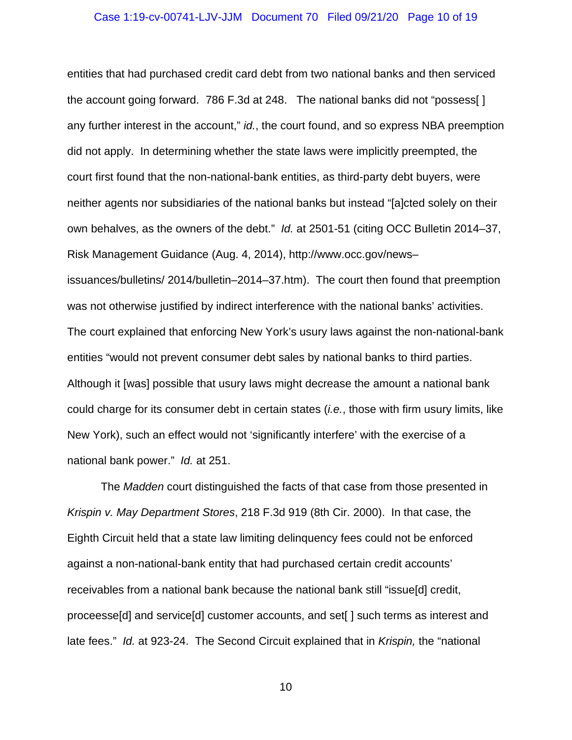entities that had purchased credit card debt from two national banks and then serviced the account going forward. 786 F.3d at 248. The national banks did not "possess[ ] any further interest in the account," *id.*, the court found, and so express NBA preemption did not apply. In determining whether the state laws were implicitly preempted, the court first found that the non-national-bank entities, as third-party debt buyers, were neither agents nor subsidiaries of the national banks but instead "[a]cted solely on their own behalves, as the owners of the debt." *Id.* at 2501-51 (citing OCC Bulletin 2014–37, Risk Management Guidance (Aug. 4, 2014), http://www.occ.gov/news–issuances/bulletins/ 2014/bulletin–2014–37.htm). The court then found that preemption was not otherwise justified by indirect interference with the national banks' activities. The court explained that enforcing New York's usury laws against the non-national-bank entities "would not prevent consumer debt sales by national banks to third parties. Although it [was] possible that usury laws might decrease the amount a national bank could charge for its consumer debt in certain states (*i.e.*, those with firm usury limits, like New York), such an effect would not 'significantly interfere' with the exercise of a national bank power." *Id.* at 251.

The *Madden* court distinguished the facts of that case from those presented in *Krispin v. May Department Stores*, 218 F.3d 919 (8th Cir. 2000). In that case, the Eighth Circuit held that a state law limiting delinquency fees could not be enforced against a non-national-bank entity that had purchased certain credit accounts' receivables from a national bank because the national bank still "issue[d] credit, proceesse[d] and service[d] customer accounts, and set[ ] such terms as interest and late fees." *Id.* at 923-24. The Second Circuit explained that in *Krispin,* the "national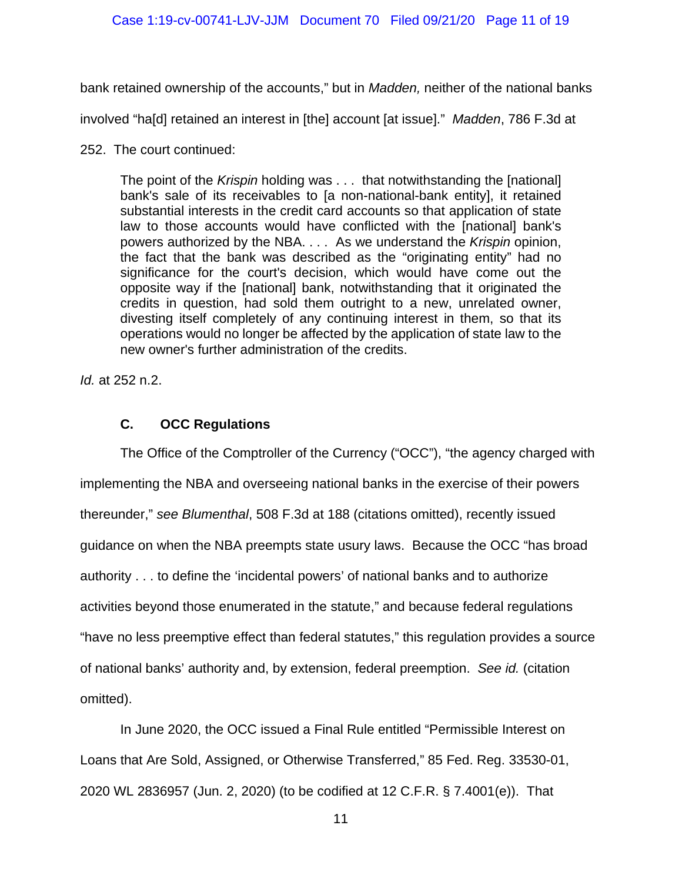bank retained ownership of the accounts," but in *Madden,* neither of the national banks involved "ha[d] retained an interest in [the] account [at issue]." *Madden*, 786 F.3d at 252. The court continued:

> The point of the *Krispin* holding was . . . that notwithstanding the [national] bank's sale of its receivables to [a non-national-bank entity], it retained substantial interests in the credit card accounts so that application of state law to those accounts would have conflicted with the [national] bank's powers authorized by the NBA. . . . As we understand the *Krispin* opinion, the fact that the bank was described as the "originating entity" had no significance for the court's decision, which would have come out the opposite way if the [national] bank, notwithstanding that it originated the credits in question, had sold them outright to a new, unrelated owner, divesting itself completely of any continuing interest in them, so that its operations would no longer be affected by the application of state law to the new owner's further administration of the credits.

*Id.* at 252 n.2.

### C. OCC Regulations

The Office of the Comptroller of the Currency ("OCC"), "the agency charged with implementing the NBA and overseeing national banks in the exercise of their powers thereunder," *see Blumenthal*, 508 F.3d at 188 (citations omitted), recently issued guidance on when the NBA preempts state usury laws. Because the OCC "has broad authority . . . to define the 'incidental powers' of national banks and to authorize activities beyond those enumerated in the statute," and because federal regulations "have no less preemptive effect than federal statutes," this regulation provides a source of national banks' authority and, by extension, federal preemption. *See id.* (citation omitted).

In June 2020, the OCC issued a Final Rule entitled "Permissible Interest on Loans that Are Sold, Assigned, or Otherwise Transferred," 85 Fed. Reg. 33530-01, 2020 WL 2836957 (Jun. 2, 2020) (to be codified at 12 C.F.R. § 7.4001(e)). That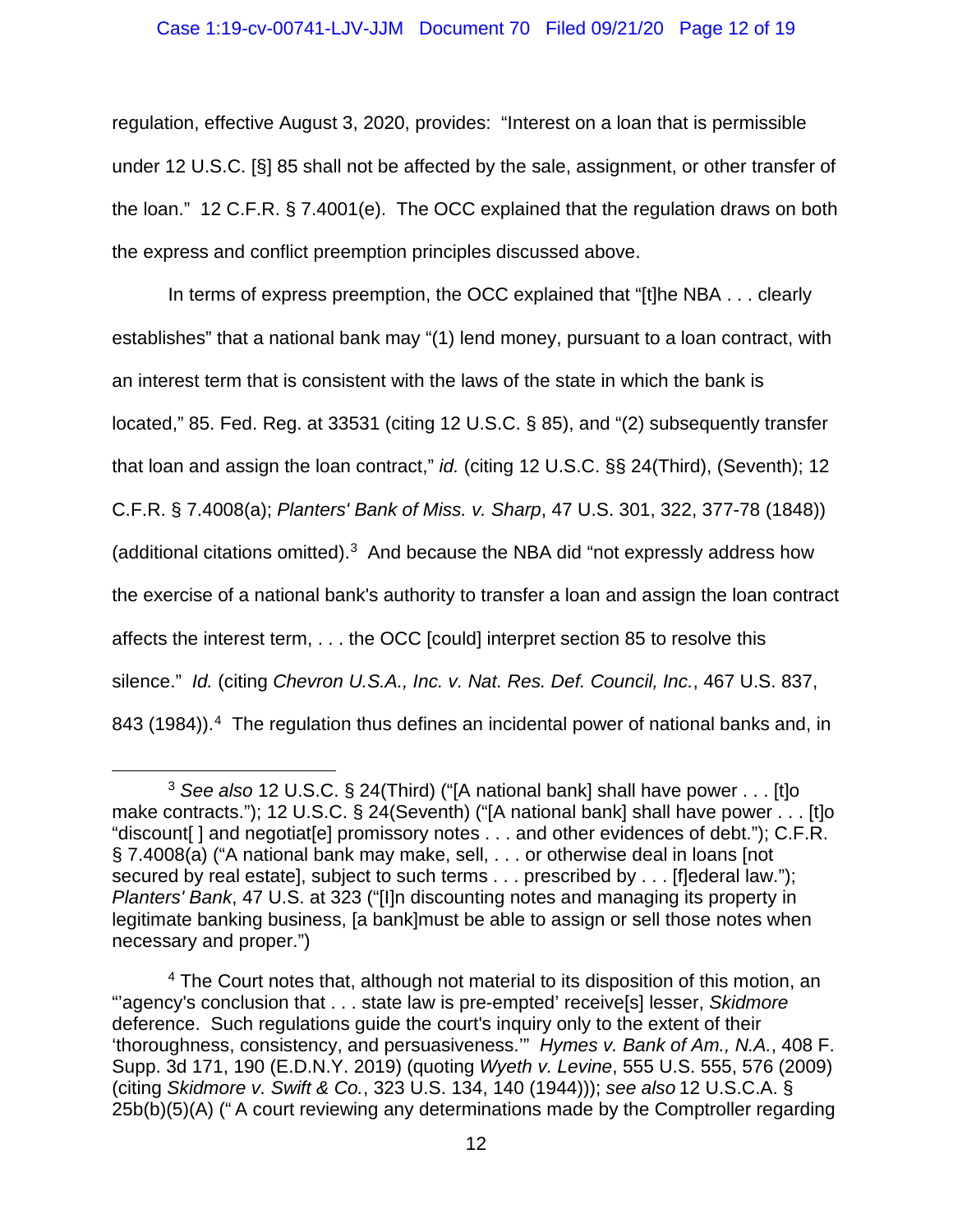regulation, effective August 3, 2020, provides: "Interest on a loan that is permissible under 12 U.S.C. [§] 85 shall not be affected by the sale, assignment, or other transfer of the loan." 12 C.F.R. § 7.4001(e). The OCC explained that the regulation draws on both the express and conflict preemption principles discussed above.

In terms of express preemption, the OCC explained that "[t]he NBA . . . clearly establishes" that a national bank may "(1) lend money, pursuant to a loan contract, with an interest term that is consistent with the laws of the state in which the bank is located," 85. Fed. Reg. at 33531 (citing 12 U.S.C. § 85), and "(2) subsequently transfer that loan and assign the loan contract," *id.* (citing 12 U.S.C. §§ 24(Third), (Seventh); 12 C.F.R. § 7.4008(a); *Planters' Bank of Miss. v. Sharp*, 47 U.S. 301, 322, 377-78 (1848)) (additional citations omitted).[3] And because the NBA did "not expressly address how the exercise of a national bank's authority to transfer a loan and assign the loan contract affects the interest term, . . . the OCC [could] interpret section 85 to resolve this silence." *Id.* (citing *Chevron U.S.A., Inc. v. Nat. Res. Def. Council, Inc.*, 467 U.S. 837, 843 (1984)).[4] The regulation thus defines an incidental power of national banks and, in

---

[3] *See also* 12 U.S.C. § 24(Third) ("[A national bank] shall have power . . . [t]o make contracts."); 12 U.S.C. § 24(Seventh) ("[A national bank] shall have power . . . [t]o "discount[ ] and negotiat[e] promissory notes . . . and other evidences of debt."); C.F.R. § 7.4008(a) ("A national bank may make, sell, . . . or otherwise deal in loans [not secured by real estate], subject to such terms . . . prescribed by . . . [f]ederal law."); *Planters' Bank*, 47 U.S. at 323 ("[I]n discounting notes and managing its property in legitimate banking business, [a bank]must be able to assign or sell those notes when necessary and proper.")

[4] The Court notes that, although not material to its disposition of this motion, an "'agency's conclusion that . . . state law is pre-empted' receive[s] lesser, *Skidmore* deference. Such regulations guide the court's inquiry only to the extent of their 'thoroughness, consistency, and persuasiveness.'" *Hymes v. Bank of Am., N.A.*, 408 F. Supp. 3d 171, 190 (E.D.N.Y. 2019) (quoting *Wyeth v. Levine*, 555 U.S. 555, 576 (2009) (citing *Skidmore v. Swift & Co.*, 323 U.S. 134, 140 (1944))); *see also* 12 U.S.C.A. § 25b(b)(5)(A) (" A court reviewing any determinations made by the Comptroller regarding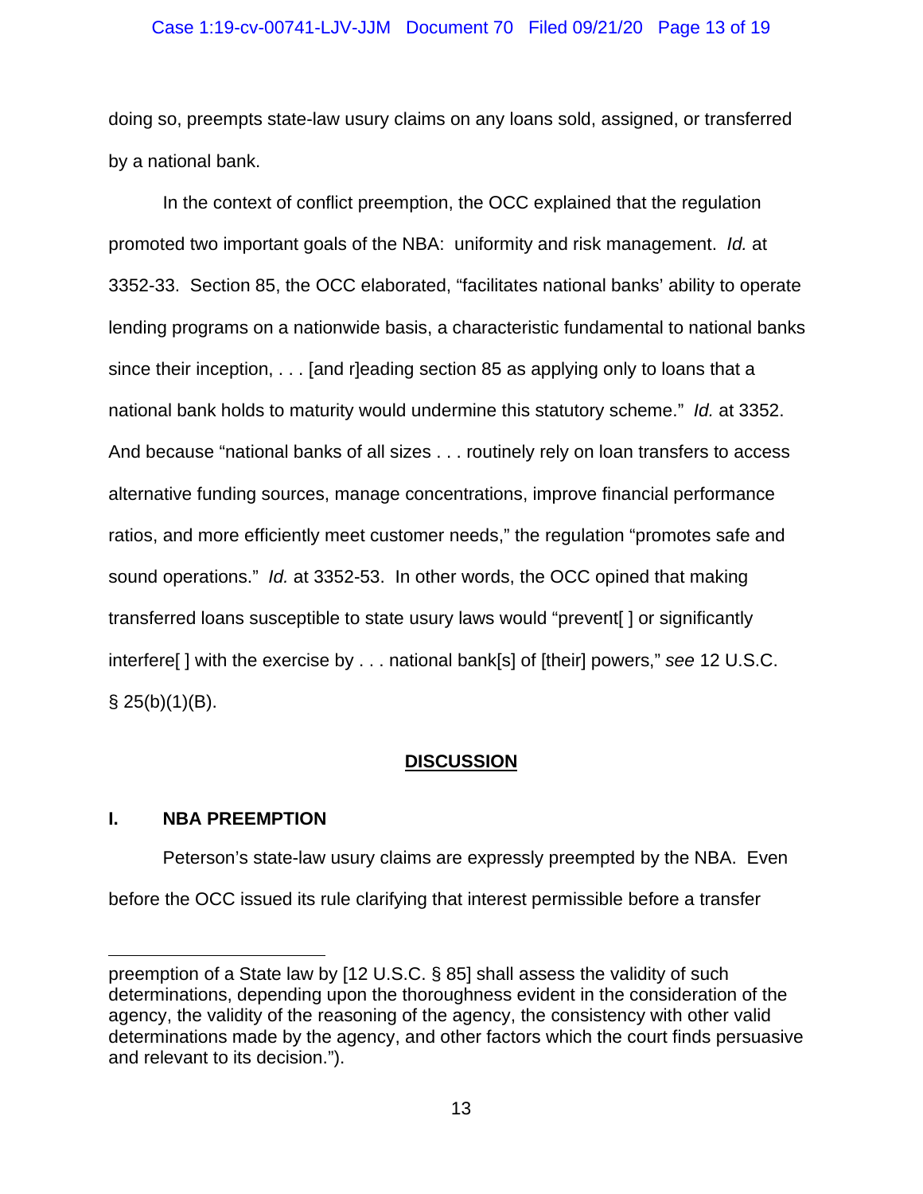doing so, preempts state-law usury claims on any loans sold, assigned, or transferred by a national bank.

In the context of conflict preemption, the OCC explained that the regulation promoted two important goals of the NBA: uniformity and risk management. *Id.* at 3352-33. Section 85, the OCC elaborated, "facilitates national banks' ability to operate lending programs on a nationwide basis, a characteristic fundamental to national banks since their inception, . . . [and r]eading section 85 as applying only to loans that a national bank holds to maturity would undermine this statutory scheme." *Id.* at 3352. And because "national banks of all sizes . . . routinely rely on loan transfers to access alternative funding sources, manage concentrations, improve financial performance ratios, and more efficiently meet customer needs," the regulation "promotes safe and sound operations." *Id.* at 3352-53. In other words, the OCC opined that making transferred loans susceptible to state usury laws would "prevent[ ] or significantly interfere[ ] with the exercise by . . . national bank[s] of [their] powers," *see* 12 U.S.C. § 25(b)(1)(B).

## **DISCUSSION**

### **I. NBA PREEMPTION**

Peterson's state-law usury claims are expressly preempted by the NBA. Even before the OCC issued its rule clarifying that interest permissible before a transfer

---

preemption of a State law by [12 U.S.C. § 85] shall assess the validity of such determinations, depending upon the thoroughness evident in the consideration of the agency, the validity of the reasoning of the agency, the consistency with other valid determinations made by the agency, and other factors which the court finds persuasive and relevant to its decision.").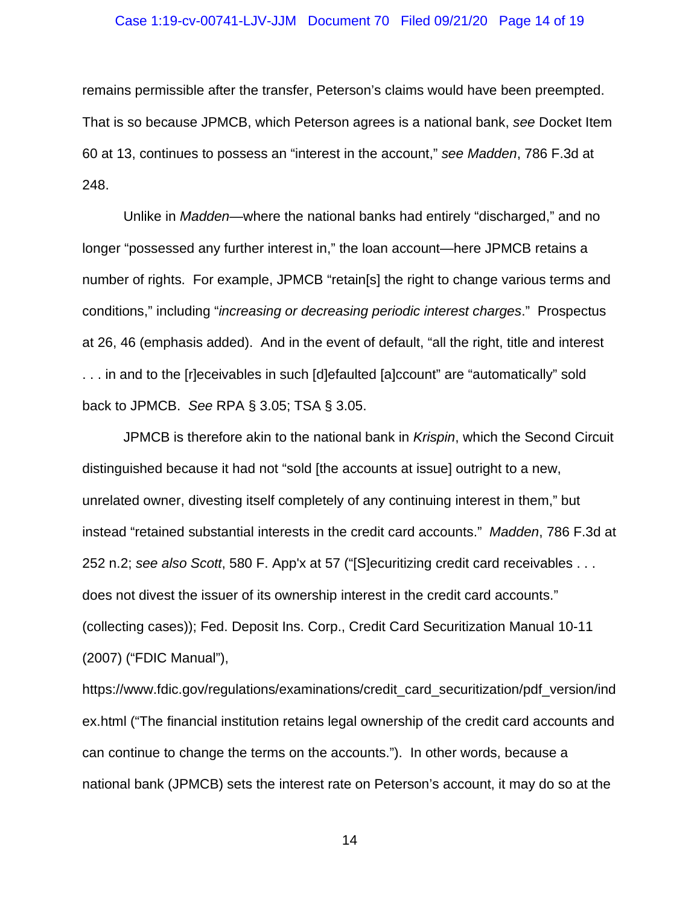remains permissible after the transfer, Peterson's claims would have been preempted. That is so because JPMCB, which Peterson agrees is a national bank, *see* Docket Item 60 at 13, continues to possess an "interest in the account," *see Madden*, 786 F.3d at 248.

Unlike in *Madden*—where the national banks had entirely "discharged," and no longer "possessed any further interest in," the loan account—here JPMCB retains a number of rights. For example, JPMCB "retain[s] the right to change various terms and conditions," including "*increasing or decreasing periodic interest charges*." Prospectus at 26, 46 (emphasis added). And in the event of default, "all the right, title and interest . . . in and to the [r]eceivables in such [d]efaulted [a]ccount" are "automatically" sold back to JPMCB. *See* RPA § 3.05; TSA § 3.05.

JPMCB is therefore akin to the national bank in *Krispin*, which the Second Circuit distinguished because it had not "sold [the accounts at issue] outright to a new, unrelated owner, divesting itself completely of any continuing interest in them," but instead "retained substantial interests in the credit card accounts." *Madden*, 786 F.3d at 252 n.2; *see also Scott*, 580 F. App'x at 57 ("[S]ecuritizing credit card receivables . . . does not divest the issuer of its ownership interest in the credit card accounts." (collecting cases)); Fed. Deposit Ins. Corp., Credit Card Securitization Manual 10-11 (2007) ("FDIC Manual"), https://www.fdic.gov/regulations/examinations/credit_card_securitization/pdf_version/index.html ("The financial institution retains legal ownership of the credit card accounts and can continue to change the terms on the accounts."). In other words, because a national bank (JPMCB) sets the interest rate on Peterson's account, it may do so at the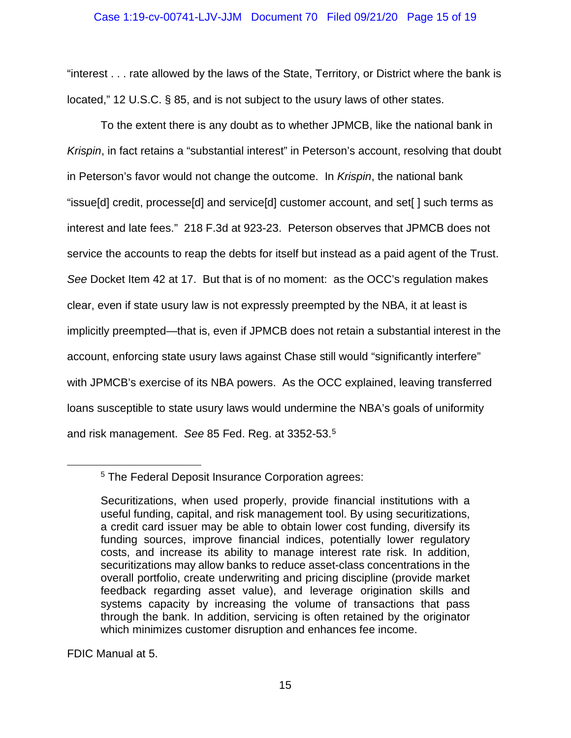"interest . . . rate allowed by the laws of the State, Territory, or District where the bank is located," 12 U.S.C. § 85, and is not subject to the usury laws of other states.

To the extent there is any doubt as to whether JPMCB, like the national bank in *Krispin*, in fact retains a "substantial interest" in Peterson's account, resolving that doubt in Peterson's favor would not change the outcome. In *Krispin*, the national bank "issue[d] credit, processe[d] and service[d] customer account, and set[ ] such terms as interest and late fees." 218 F.3d at 923-23. Peterson observes that JPMCB does not service the accounts to reap the debts for itself but instead as a paid agent of the Trust. *See* Docket Item 42 at 17. But that is of no moment: as the OCC's regulation makes clear, even if state usury law is not expressly preempted by the NBA, it at least is implicitly preempted—that is, even if JPMCB does not retain a substantial interest in the account, enforcing state usury laws against Chase still would "significantly interfere" with JPMCB's exercise of its NBA powers. As the OCC explained, leaving transferred loans susceptible to state usury laws would undermine the NBA's goals of uniformity and risk management. *See* 85 Fed. Reg. at 3352-53.[5]

---

[5] The Federal Deposit Insurance Corporation agrees:

> Securitizations, when used properly, provide financial institutions with a useful funding, capital, and risk management tool. By using securitizations, a credit card issuer may be able to obtain lower cost funding, diversify its funding sources, improve financial indices, potentially lower regulatory costs, and increase its ability to manage interest rate risk. In addition, securitizations may allow banks to reduce asset-class concentrations in the overall portfolio, create underwriting and pricing discipline (provide market feedback regarding asset value), and leverage origination skills and systems capacity by increasing the volume of transactions that pass through the bank. In addition, servicing is often retained by the originator which minimizes customer disruption and enhances fee income.

FDIC Manual at 5.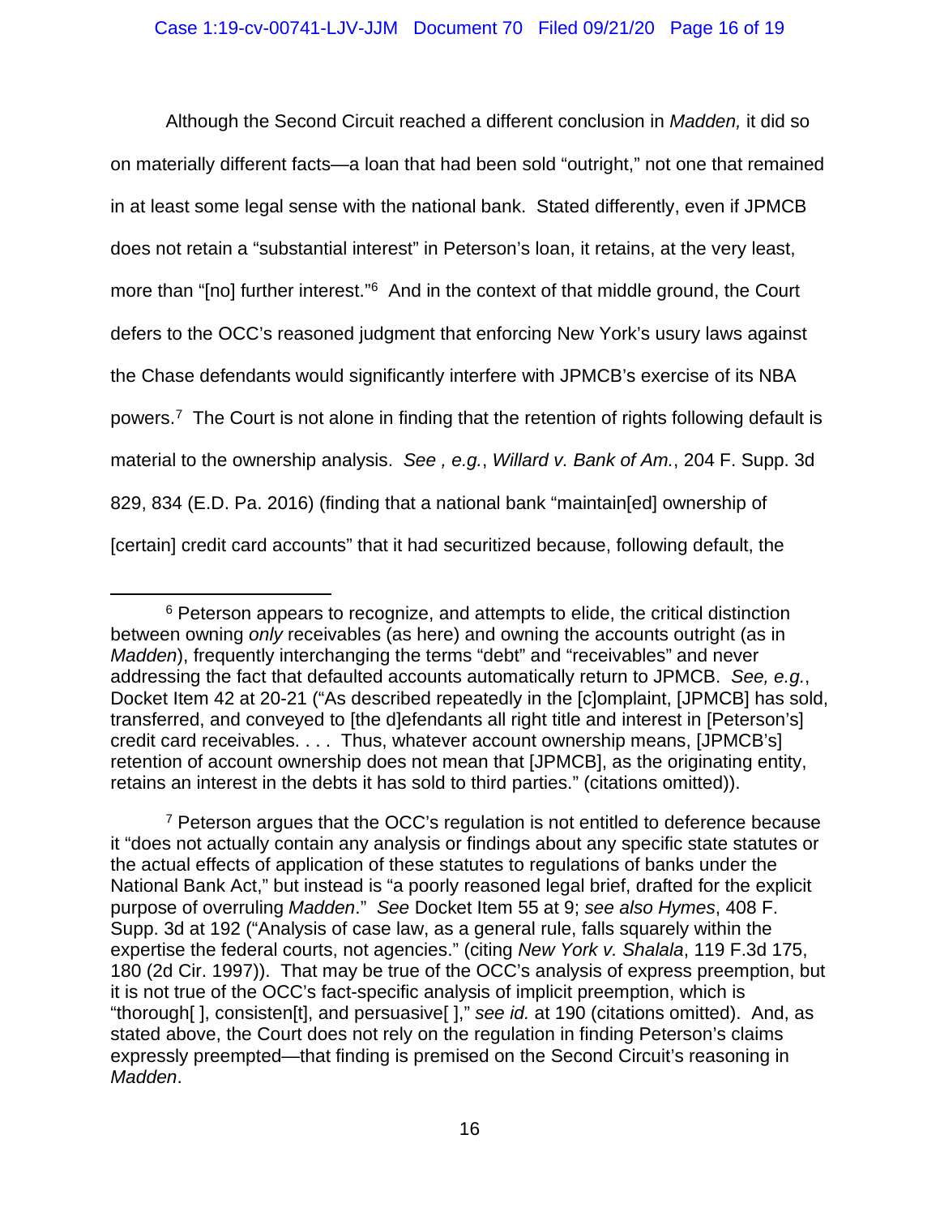Although the Second Circuit reached a different conclusion in *Madden,* it did so on materially different facts—a loan that had been sold "outright," not one that remained in at least some legal sense with the national bank. Stated differently, even if JPMCB does not retain a "substantial interest" in Peterson's loan, it retains, at the very least, more than "[no] further interest."[6] And in the context of that middle ground, the Court defers to the OCC's reasoned judgment that enforcing New York's usury laws against the Chase defendants would significantly interfere with JPMCB's exercise of its NBA powers.[7] The Court is not alone in finding that the retention of rights following default is material to the ownership analysis. *See , e.g.*, *Willard v. Bank of Am.*, 204 F. Supp. 3d 829, 834 (E.D. Pa. 2016) (finding that a national bank "maintain[ed] ownership of [certain] credit card accounts" that it had securitized because, following default, the

---

[6] Peterson appears to recognize, and attempts to elide, the critical distinction between owning *only* receivables (as here) and owning the accounts outright (as in *Madden*), frequently interchanging the terms "debt" and "receivables" and never addressing the fact that defaulted accounts automatically return to JPMCB. *See, e.g.*, Docket Item 42 at 20-21 ("As described repeatedly in the [c]omplaint, [JPMCB] has sold, transferred, and conveyed to [the d]efendants all right title and interest in [Peterson's] credit card receivables. . . . Thus, whatever account ownership means, [JPMCB's] retention of account ownership does not mean that [JPMCB], as the originating entity, retains an interest in the debts it has sold to third parties." (citations omitted)).

[7] Peterson argues that the OCC's regulation is not entitled to deference because it "does not actually contain any analysis or findings about any specific state statutes or the actual effects of application of these statutes to regulations of banks under the National Bank Act," but instead is "a poorly reasoned legal brief, drafted for the explicit purpose of overruling *Madden*." *See* Docket Item 55 at 9; *see also Hymes*, 408 F. Supp. 3d at 192 ("Analysis of case law, as a general rule, falls squarely within the expertise the federal courts, not agencies." (citing *New York v. Shalala*, 119 F.3d 175, 180 (2d Cir. 1997)). That may be true of the OCC's analysis of express preemption, but it is not true of the OCC's fact-specific analysis of implicit preemption, which is "thorough[ ], consisten[t], and persuasive[ ]," *see id.* at 190 (citations omitted). And, as stated above, the Court does not rely on the regulation in finding Peterson's claims expressly preempted—that finding is premised on the Second Circuit's reasoning in *Madden*.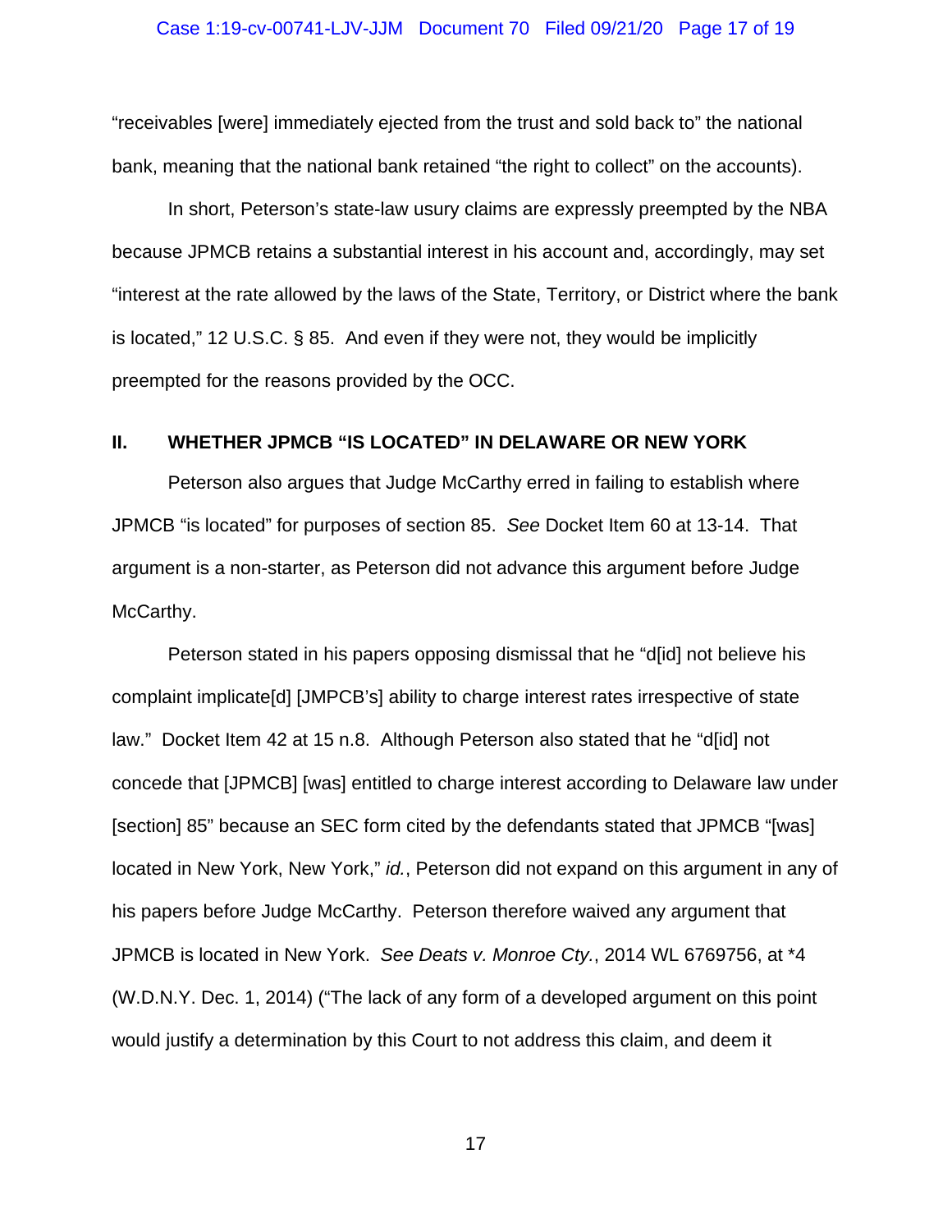"receivables [were] immediately ejected from the trust and sold back to" the national bank, meaning that the national bank retained "the right to collect" on the accounts).

In short, Peterson's state-law usury claims are expressly preempted by the NBA because JPMCB retains a substantial interest in his account and, accordingly, may set "interest at the rate allowed by the laws of the State, Territory, or District where the bank is located," 12 U.S.C. § 85. And even if they were not, they would be implicitly preempted for the reasons provided by the OCC.

## II. WHETHER JPMCB "IS LOCATED" IN DELAWARE OR NEW YORK

Peterson also argues that Judge McCarthy erred in failing to establish where JPMCB "is located" for purposes of section 85. *See* Docket Item 60 at 13-14. That argument is a non-starter, as Peterson did not advance this argument before Judge McCarthy.

Peterson stated in his papers opposing dismissal that he "d[id] not believe his complaint implicate[d] [JMPCB's] ability to charge interest rates irrespective of state law." Docket Item 42 at 15 n.8. Although Peterson also stated that he "d[id] not concede that [JPMCB] [was] entitled to charge interest according to Delaware law under [section] 85" because an SEC form cited by the defendants stated that JPMCB "[was] located in New York, New York," *id.*, Peterson did not expand on this argument in any of his papers before Judge McCarthy. Peterson therefore waived any argument that JPMCB is located in New York. *See Deats v. Monroe Cty.*, 2014 WL 6769756, at *4 (W.D.N.Y. Dec. 1, 2014) ("The lack of any form of a developed argument on this point would justify a determination by this Court to not address this claim, and deem it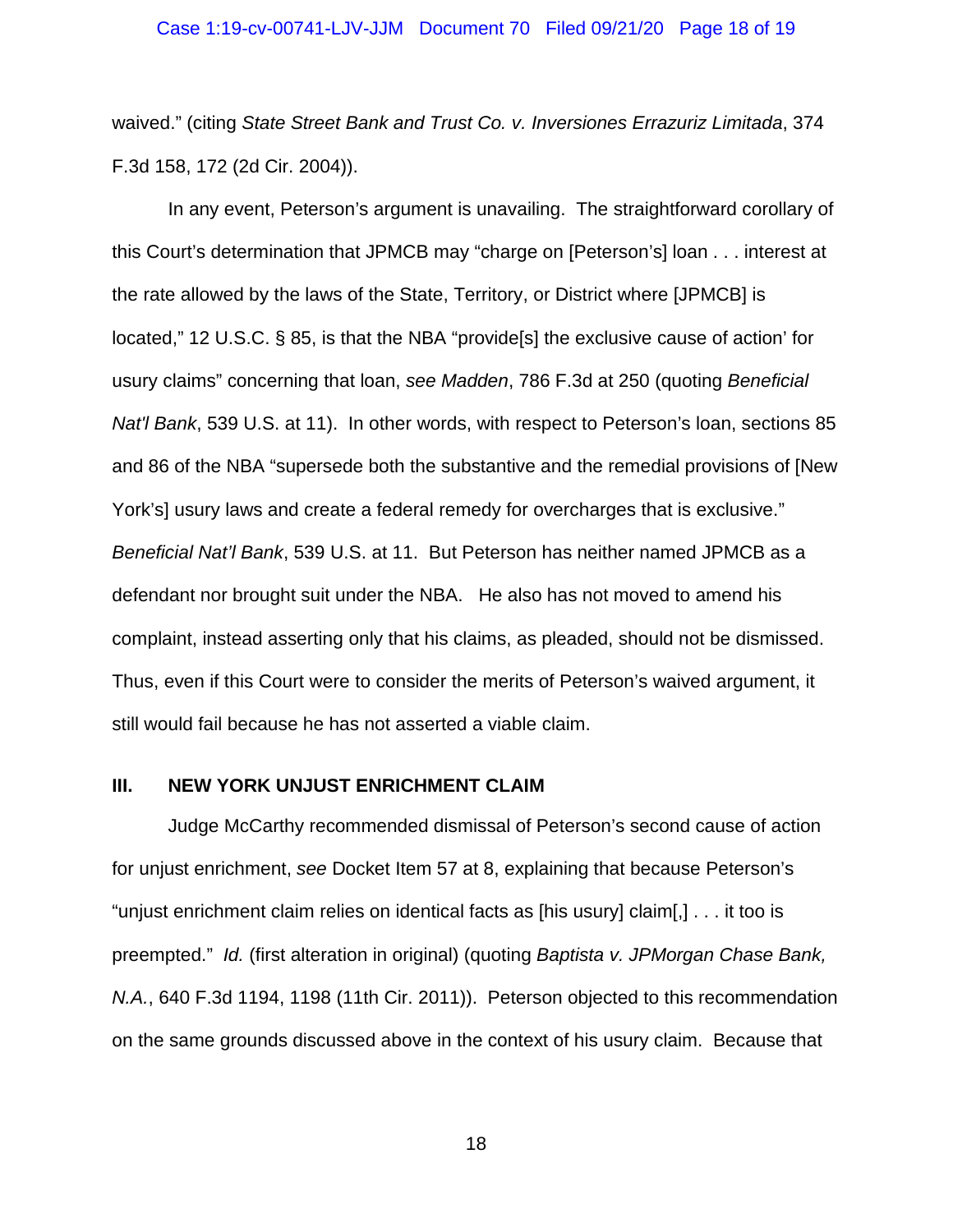waived." (citing *State Street Bank and Trust Co. v. Inversiones Errazuriz Limitada*, 374 F.3d 158, 172 (2d Cir. 2004)).

In any event, Peterson's argument is unavailing. The straightforward corollary of this Court's determination that JPMCB may "charge on [Peterson's] loan . . . interest at the rate allowed by the laws of the State, Territory, or District where [JPMCB] is located," 12 U.S.C. § 85, is that the NBA "provide[s] the exclusive cause of action' for usury claims" concerning that loan, *see Madden*, 786 F.3d at 250 (quoting *Beneficial Nat'l Bank*, 539 U.S. at 11). In other words, with respect to Peterson's loan, sections 85 and 86 of the NBA "supersede both the substantive and the remedial provisions of [New York's] usury laws and create a federal remedy for overcharges that is exclusive." *Beneficial Nat'l Bank*, 539 U.S. at 11. But Peterson has neither named JPMCB as a defendant nor brought suit under the NBA. He also has not moved to amend his complaint, instead asserting only that his claims, as pleaded, should not be dismissed. Thus, even if this Court were to consider the merits of Peterson's waived argument, it still would fail because he has not asserted a viable claim.

## III. NEW YORK UNJUST ENRICHMENT CLAIM

Judge McCarthy recommended dismissal of Peterson's second cause of action for unjust enrichment, *see* Docket Item 57 at 8, explaining that because Peterson's "unjust enrichment claim relies on identical facts as [his usury] claim[,] . . . it too is preempted." *Id.* (first alteration in original) (quoting *Baptista v. JPMorgan Chase Bank, N.A.*, 640 F.3d 1194, 1198 (11th Cir. 2011)). Peterson objected to this recommendation on the same grounds discussed above in the context of his usury claim. Because that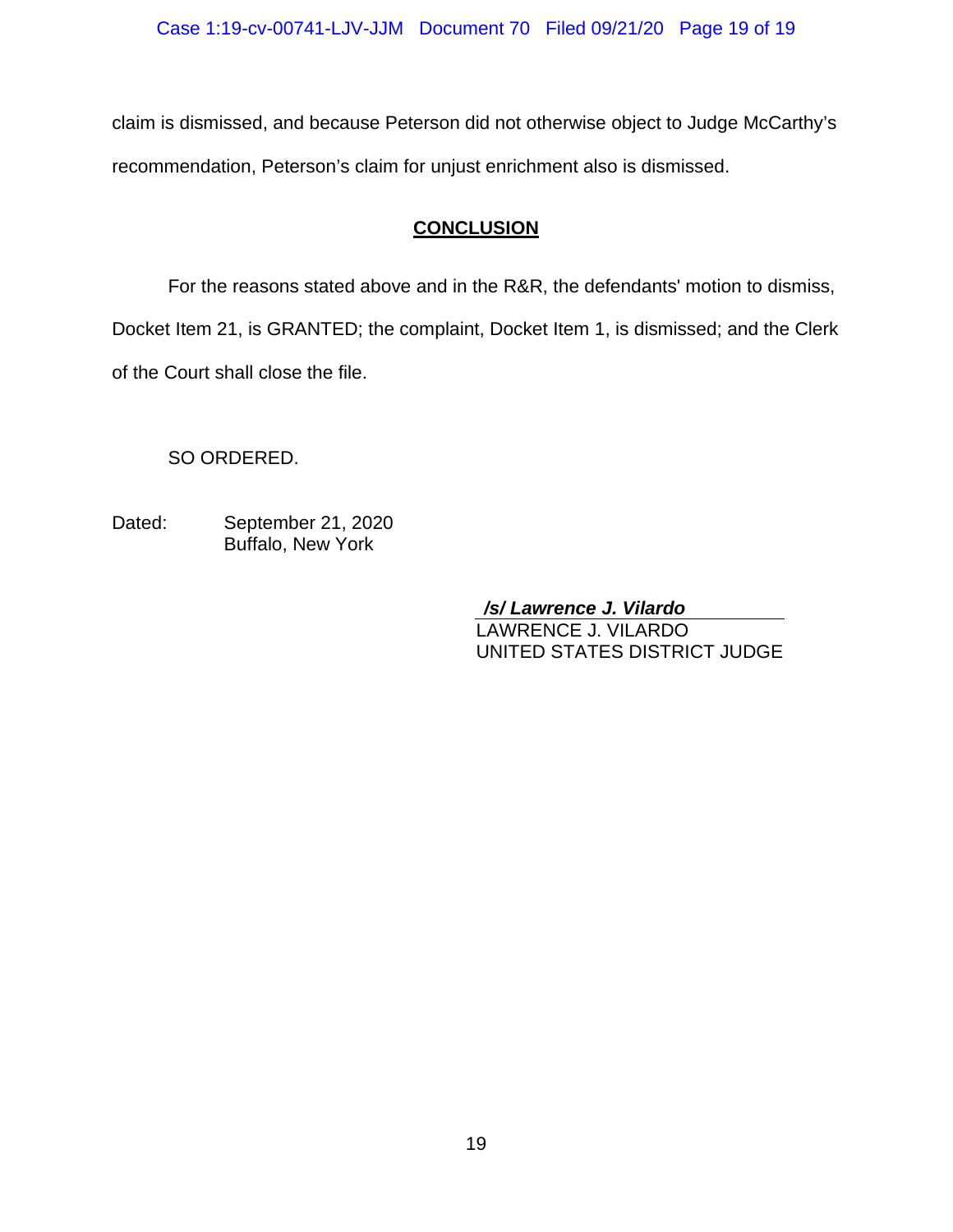claim is dismissed, and because Peterson did not otherwise object to Judge McCarthy's recommendation, Peterson's claim for unjust enrichment also is dismissed.

## CONCLUSION

For the reasons stated above and in the R&R, the defendants' motion to dismiss, Docket Item 21, is GRANTED; the complaint, Docket Item 1, is dismissed; and the Clerk of the Court shall close the file.

SO ORDERED.

Dated: September 21, 2020
Buffalo, New York

***/s/ Lawrence J. Vilardo***
LAWRENCE J. VILARDO
UNITED STATES DISTRICT JUDGE